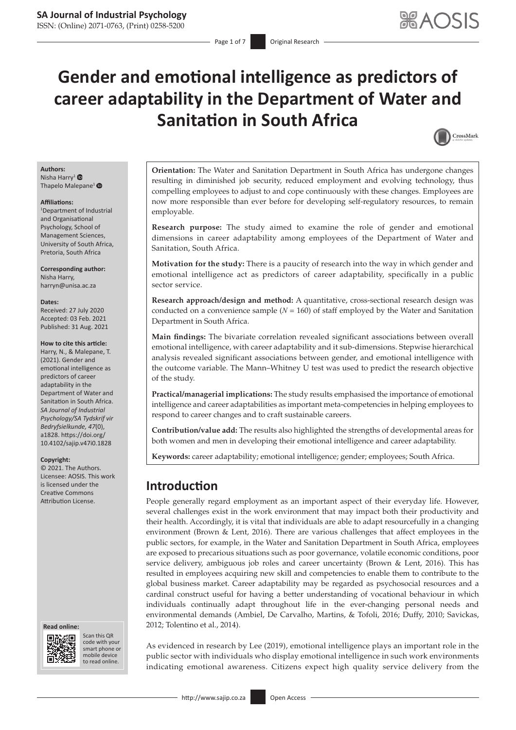# Gender and emotional intelligence as predictors of career adaptability in the Department of Water and Sanitation in South Africa

**Authors:**
Nisha Harry[1]
Thapelo Malepane[1]

**Affiliations:**
[1]Department of Industrial and Organisational Psychology, School of Management Sciences, University of South Africa, Pretoria, South Africa

**Corresponding author:**
Nisha Harry,
harryn@unisa.ac.za

**Dates:**
Received: 27 July 2020
Accepted: 03 Feb. 2021
Published: 31 Aug. 2021

**How to cite this article:**
Harry, N., & Malepane, T. (2021). Gender and emotional intelligence as predictors of career adaptability in the Department of Water and Sanitation in South Africa. *SA Journal of Industrial Psychology/SA Tydskrif vir Bedryfsielkunde, 47*(0), a1828. https://doi.org/10.4102/sajip.v47i0.1828

**Copyright:**
© 2021. The Authors. Licensee: AOSIS. This work is licensed under the Creative Commons Attribution License.

**Orientation:** The Water and Sanitation Department in South Africa has undergone changes resulting in diminished job security, reduced employment and evolving technology, thus compelling employees to adjust to and cope continuously with these changes. Employees are now more responsible than ever before for developing self-regulatory resources, to remain employable.

**Research purpose:** The study aimed to examine the role of gender and emotional dimensions in career adaptability among employees of the Department of Water and Sanitation, South Africa.

**Motivation for the study:** There is a paucity of research into the way in which gender and emotional intelligence act as predictors of career adaptability, specifically in a public sector service.

**Research approach/design and method:** A quantitative, cross-sectional research design was conducted on a convenience sample ($N$ = 160) of staff employed by the Water and Sanitation Department in South Africa.

**Main findings:** The bivariate correlation revealed significant associations between overall emotional intelligence, with career adaptability and it sub-dimensions. Stepwise hierarchical analysis revealed significant associations between gender, and emotional intelligence with the outcome variable. The Mann–Whitney U test was used to predict the research objective of the study.

**Practical/managerial implications:** The study results emphasised the importance of emotional intelligence and career adaptabilities as important meta-competencies in helping employees to respond to career changes and to craft sustainable careers.

**Contribution/value add:** The results also highlighted the strengths of developmental areas for both women and men in developing their emotional intelligence and career adaptability.

**Keywords:** career adaptability; emotional intelligence; gender; employees; South Africa.

## Introduction

People generally regard employment as an important aspect of their everyday life. However, several challenges exist in the work environment that may impact both their productivity and their health. Accordingly, it is vital that individuals are able to adapt resourcefully in a changing environment (Brown & Lent, 2016). There are various challenges that affect employees in the public sectors, for example, in the Water and Sanitation Department in South Africa, employees are exposed to precarious situations such as poor governance, volatile economic conditions, poor service delivery, ambiguous job roles and career uncertainty (Brown & Lent, 2016). This has resulted in employees acquiring new skill and competencies to enable them to contribute to the global business market. Career adaptability may be regarded as psychosocial resources and a cardinal construct useful for having a better understanding of vocational behaviour in which individuals continually adapt throughout life in the ever-changing personal needs and environmental demands (Ambiel, De Carvalho, Martins, & Tofoli, 2016; Duffy, 2010; Savickas, 2012; Tolentino et al., 2014).

As evidenced in research by Lee (2019), emotional intelligence plays an important role in the public sector with individuals who display emotional intelligence in such work environments indicating emotional awareness. Citizens expect high quality service delivery from the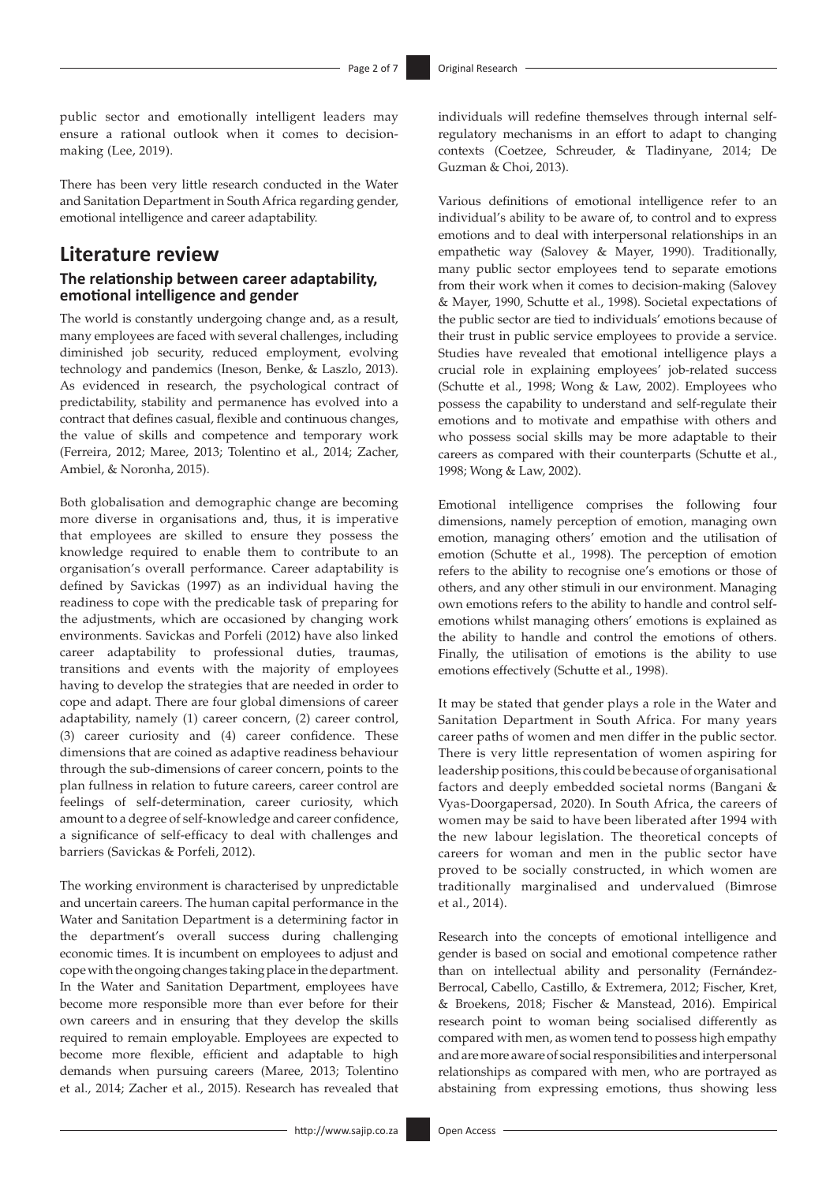public sector and emotionally intelligent leaders may ensure a rational outlook when it comes to decision-making (Lee, 2019).

There has been very little research conducted in the Water and Sanitation Department in South Africa regarding gender, emotional intelligence and career adaptability.

## Literature review

### The relationship between career adaptability, emotional intelligence and gender

The world is constantly undergoing change and, as a result, many employees are faced with several challenges, including diminished job security, reduced employment, evolving technology and pandemics (Ineson, Benke, & Laszlo, 2013). As evidenced in research, the psychological contract of predictability, stability and permanence has evolved into a contract that defines casual, flexible and continuous changes, the value of skills and competence and temporary work (Ferreira, 2012; Maree, 2013; Tolentino et al., 2014; Zacher, Ambiel, & Noronha, 2015).

Both globalisation and demographic change are becoming more diverse in organisations and, thus, it is imperative that employees are skilled to ensure they possess the knowledge required to enable them to contribute to an organisation's overall performance. Career adaptability is defined by Savickas (1997) as an individual having the readiness to cope with the predicable task of preparing for the adjustments, which are occasioned by changing work environments. Savickas and Porfeli (2012) have also linked career adaptability to professional duties, traumas, transitions and events with the majority of employees having to develop the strategies that are needed in order to cope and adapt. There are four global dimensions of career adaptability, namely (1) career concern, (2) career control, (3) career curiosity and (4) career confidence. These dimensions that are coined as adaptive readiness behaviour through the sub-dimensions of career concern, points to the plan fullness in relation to future careers, career control are feelings of self-determination, career curiosity, which amount to a degree of self-knowledge and career confidence, a significance of self-efficacy to deal with challenges and barriers (Savickas & Porfeli, 2012).

The working environment is characterised by unpredictable and uncertain careers. The human capital performance in the Water and Sanitation Department is a determining factor in the department's overall success during challenging economic times. It is incumbent on employees to adjust and cope with the ongoing changes taking place in the department. In the Water and Sanitation Department, employees have become more responsible more than ever before for their own careers and in ensuring that they develop the skills required to remain employable. Employees are expected to become more flexible, efficient and adaptable to high demands when pursuing careers (Maree, 2013; Tolentino et al., 2014; Zacher et al., 2015). Research has revealed that individuals will redefine themselves through internal self-regulatory mechanisms in an effort to adapt to changing contexts (Coetzee, Schreuder, & Tladinyane, 2014; De Guzman & Choi, 2013).

Various definitions of emotional intelligence refer to an individual's ability to be aware of, to control and to express emotions and to deal with interpersonal relationships in an empathetic way (Salovey & Mayer, 1990). Traditionally, many public sector employees tend to separate emotions from their work when it comes to decision-making (Salovey & Mayer, 1990, Schutte et al., 1998). Societal expectations of the public sector are tied to individuals' emotions because of their trust in public service employees to provide a service. Studies have revealed that emotional intelligence plays a crucial role in explaining employees' job-related success (Schutte et al., 1998; Wong & Law, 2002). Employees who possess the capability to understand and self-regulate their emotions and to motivate and empathise with others and who possess social skills may be more adaptable to their careers as compared with their counterparts (Schutte et al., 1998; Wong & Law, 2002).

Emotional intelligence comprises the following four dimensions, namely perception of emotion, managing own emotion, managing others' emotion and the utilisation of emotion (Schutte et al., 1998). The perception of emotion refers to the ability to recognise one's emotions or those of others, and any other stimuli in our environment. Managing own emotions refers to the ability to handle and control self-emotions whilst managing others' emotions is explained as the ability to handle and control the emotions of others. Finally, the utilisation of emotions is the ability to use emotions effectively (Schutte et al., 1998).

It may be stated that gender plays a role in the Water and Sanitation Department in South Africa. For many years career paths of women and men differ in the public sector. There is very little representation of women aspiring for leadership positions, this could be because of organisational factors and deeply embedded societal norms (Bangani & Vyas-Doorgapersad, 2020). In South Africa, the careers of women may be said to have been liberated after 1994 with the new labour legislation. The theoretical concepts of careers for woman and men in the public sector have proved to be socially constructed, in which women are traditionally marginalised and undervalued (Bimrose et al., 2014).

Research into the concepts of emotional intelligence and gender is based on social and emotional competence rather than on intellectual ability and personality (Fernández-Berrocal, Cabello, Castillo, & Extremera, 2012; Fischer, Kret, & Broekens, 2018; Fischer & Manstead, 2016). Empirical research point to woman being socialised differently as compared with men, as women tend to possess high empathy and are more aware of social responsibilities and interpersonal relationships as compared with men, who are portrayed as abstaining from expressing emotions, thus showing less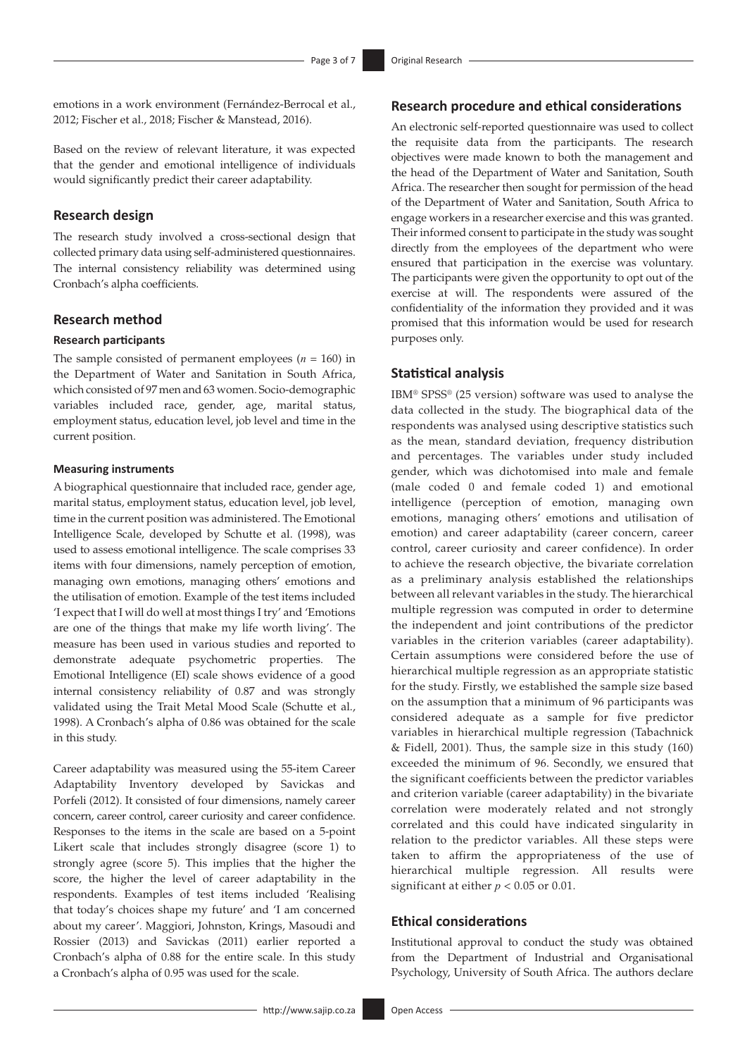emotions in a work environment (Fernández-Berrocal et al., 2012; Fischer et al., 2018; Fischer & Manstead, 2016).

Based on the review of relevant literature, it was expected that the gender and emotional intelligence of individuals would significantly predict their career adaptability.

## Research design

The research study involved a cross-sectional design that collected primary data using self-administered questionnaires. The internal consistency reliability was determined using Cronbach's alpha coefficients.

## Research method

### Research participants

The sample consisted of permanent employees ($n$ = 160) in the Department of Water and Sanitation in South Africa, which consisted of 97 men and 63 women. Socio-demographic variables included race, gender, age, marital status, employment status, education level, job level and time in the current position.

#### Measuring instruments

A biographical questionnaire that included race, gender age, marital status, employment status, education level, job level, time in the current position was administered. The Emotional Intelligence Scale, developed by Schutte et al. (1998), was used to assess emotional intelligence. The scale comprises 33 items with four dimensions, namely perception of emotion, managing own emotions, managing others' emotions and the utilisation of emotion. Example of the test items included 'I expect that I will do well at most things I try' and 'Emotions are one of the things that make my life worth living'. The measure has been used in various studies and reported to demonstrate adequate psychometric properties. The Emotional Intelligence (EI) scale shows evidence of a good internal consistency reliability of 0.87 and was strongly validated using the Trait Metal Mood Scale (Schutte et al., 1998). A Cronbach's alpha of 0.86 was obtained for the scale in this study.

Career adaptability was measured using the 55-item Career Adaptability Inventory developed by Savickas and Porfeli (2012). It consisted of four dimensions, namely career concern, career control, career curiosity and career confidence. Responses to the items in the scale are based on a 5-point Likert scale that includes strongly disagree (score 1) to strongly agree (score 5). This implies that the higher the score, the higher the level of career adaptability in the respondents. Examples of test items included 'Realising that today's choices shape my future' and 'I am concerned about my career'. Maggiori, Johnston, Krings, Masoudi and Rossier (2013) and Savickas (2011) earlier reported a Cronbach's alpha of 0.88 for the entire scale. In this study a Cronbach's alpha of 0.95 was used for the scale.

## Research procedure and ethical considerations

An electronic self-reported questionnaire was used to collect the requisite data from the participants. The research objectives were made known to both the management and the head of the Department of Water and Sanitation, South Africa. The researcher then sought for permission of the head of the Department of Water and Sanitation, South Africa to engage workers in a researcher exercise and this was granted. Their informed consent to participate in the study was sought directly from the employees of the department who were ensured that participation in the exercise was voluntary. The participants were given the opportunity to opt out of the exercise at will. The respondents were assured of the confidentiality of the information they provided and it was promised that this information would be used for research purposes only.

## Statistical analysis

IBM® SPSS® (25 version) software was used to analyse the data collected in the study. The biographical data of the respondents was analysed using descriptive statistics such as the mean, standard deviation, frequency distribution and percentages. The variables under study included gender, which was dichotomised into male and female (male coded 0 and female coded 1) and emotional intelligence (perception of emotion, managing own emotions, managing others' emotions and utilisation of emotion) and career adaptability (career concern, career control, career curiosity and career confidence). In order to achieve the research objective, the bivariate correlation as a preliminary analysis established the relationships between all relevant variables in the study. The hierarchical multiple regression was computed in order to determine the independent and joint contributions of the predictor variables in the criterion variables (career adaptability). Certain assumptions were considered before the use of hierarchical multiple regression as an appropriate statistic for the study. Firstly, we established the sample size based on the assumption that a minimum of 96 participants was considered adequate as a sample for five predictor variables in hierarchical multiple regression (Tabachnick & Fidell, 2001). Thus, the sample size in this study (160) exceeded the minimum of 96. Secondly, we ensured that the significant coefficients between the predictor variables and criterion variable (career adaptability) in the bivariate correlation were moderately related and not strongly correlated and this could have indicated singularity in relation to the predictor variables. All these steps were taken to affirm the appropriateness of the use of hierarchical multiple regression. All results were significant at either $p < 0.05$ or 0.01.

## Ethical considerations

Institutional approval to conduct the study was obtained from the Department of Industrial and Organisational Psychology, University of South Africa. The authors declare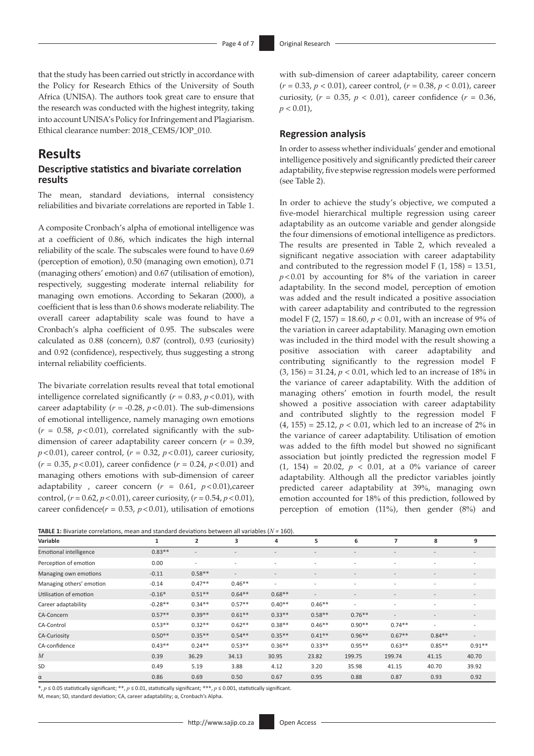that the study has been carried out strictly in accordance with the Policy for Research Ethics of the University of South Africa (UNISA). The authors took great care to ensure that the research was conducted with the highest integrity, taking into account UNISA's Policy for Infringement and Plagiarism. Ethical clearance number: 2018_CEMS/IOP_010.

# Results

## Descriptive statistics and bivariate correlation results

The mean, standard deviations, internal consistency reliabilities and bivariate correlations are reported in Table 1.

A composite Cronbach's alpha of emotional intelligence was at a coefficient of 0.86, which indicates the high internal reliability of the scale. The subscales were found to have 0.69 (perception of emotion), 0.50 (managing own emotion), 0.71 (managing others' emotion) and 0.67 (utilisation of emotion), respectively, suggesting moderate internal reliability for managing own emotions. According to Sekaran (2000), a coefficient that is less than 0.6 shows moderate reliability. The overall career adaptability scale was found to have a Cronbach's alpha coefficient of 0.95. The subscales were calculated as 0.88 (concern), 0.87 (control), 0.93 (curiosity) and 0.92 (confidence), respectively, thus suggesting a strong internal reliability coefficients.

The bivariate correlation results reveal that total emotional intelligence correlated significantly ($r = 0.83$, $p < 0.01$), with career adaptability ($r = -0.28$, $p < 0.01$). The sub-dimensions of emotional intelligence, namely managing own emotions ($r = 0.58$, $p < 0.01$), correlated significantly with the sub-dimension of career adaptability career concern ($r = 0.39$, $p < 0.01$), career control, ($r = 0.32$, $p < 0.01$), career curiosity, ($r = 0.35$, $p < 0.01$), career confidence ($r = 0.24$, $p < 0.01$) and managing others emotions with sub-dimension of career adaptability , career concern ($r = 0.61$, $p < 0.01$),career control, ($r = 0.62$, $p < 0.01$), career curiosity, ($r = 0.54$, $p < 0.01$), career confidence($r = 0.53$, $p < 0.01$), utilisation of emotions with sub-dimension of career adaptability, career concern ($r = 0.33$, $p < 0.01$), career control, ($r = 0.38$, $p < 0.01$), career curiosity, ($r = 0.35$, $p < 0.01$), career confidence ($r = 0.36$, $p < 0.01$),

## Regression analysis

In order to assess whether individuals' gender and emotional intelligence positively and significantly predicted their career adaptability, five stepwise regression models were performed (see Table 2).

In order to achieve the study's objective, we computed a five-model hierarchical multiple regression using career adaptability as an outcome variable and gender alongside the four dimensions of emotional intelligence as predictors. The results are presented in Table 2, which revealed a significant negative association with career adaptability and contributed to the regression model F (1, 158) = 13.51, $p < 0.01$ by accounting for 8% of the variation in career adaptability. In the second model, perception of emotion was added and the result indicated a positive association with career adaptability and contributed to the regression model F (2, 157) = 18.60, $p < 0.01$, with an increase of 9% of the variation in career adaptability. Managing own emotion was included in the third model with the result showing a positive association with career adaptability and contributing significantly to the regression model F (3, 156) = 31.24, $p < 0.01$, which led to an increase of 18% in the variance of career adaptability. With the addition of managing others' emotion in fourth model, the result showed a positive association with career adaptability and contributed slightly to the regression model F (4, 155) = 25.12, $p < 0.01$, which led to an increase of 2% in the variance of career adaptability. Utilisation of emotion was added to the fifth model but showed no significant association but jointly predicted the regression model F (1, 154) = 20.02, $p < 0.01$, at a 0% variance of career adaptability. Although all the predictor variables jointly predicted career adaptability at 39%, managing own emotion accounted for 18% of this prediction, followed by perception of emotion (11%), then gender (8%) and

**TABLE 1:** Bivariate correlations, mean and standard deviations between all variables ($N = 160$).

| Variable | 1 | 2 | 3 | 4 | 5 | 6 | 7 | 8 | 9 |
|---|---|---|---|---|---|---|---|---|---|
| Emotional intelligence | 0.83** | - | - | - | - | - | - | - | - |
| Perception of emotion | 0.00 | - | - | - | - | - | - | - | - |
| Managing own emotions | -0.11 | 0.58** | - | - | - | - | - | - | - |
| Managing others' emotion | -0.14 | 0.47** | 0.46** | - | - | - | - | - | - |
| Utilisation of emotion | -0.16* | 0.51** | 0.64** | 0.68** | - | - | - | - | - |
| Career adaptability | -0.28** | 0.34** | 0.57** | 0.40** | 0.46** | - | - | - | - |
| CA-Concern | 0.57** | 0.39** | 0.61** | 0.33** | 0.58** | 0.76** | - | - | - |
| CA-Control | 0.53** | 0.32** | 0.62** | 0.38** | 0.46** | 0.90** | 0.74** | - | - |
| CA-Curiosity | 0.50** | 0.35** | 0.54** | 0.35** | 0.41** | 0.96** | 0.67** | 0.84** | - |
| CA-confidence | 0.43** | 0.24** | 0.53** | 0.36** | 0.33** | 0.95** | 0.63** | 0.85** | 0.91** |
| *M* | 0.39 | 36.29 | 34.13 | 30.95 | 23.82 | 199.75 | 199.74 | 41.15 | 40.70 |
| SD | 0.49 | 5.19 | 3.88 | 4.12 | 3.20 | 35.98 | 41.15 | 40.70 | 39.92 |
| α | 0.86 | 0.69 | 0.50 | 0.67 | 0.95 | 0.88 | 0.87 | 0.93 | 0.92 |

*, $p \leq 0.05$ statistically significant; **, $p \leq 0.01$, statistically significant; ***, $p \leq 0.001$, statistically significant.

M, mean; SD, standard deviation; CA, career adaptability; α, Cronbach's Alpha.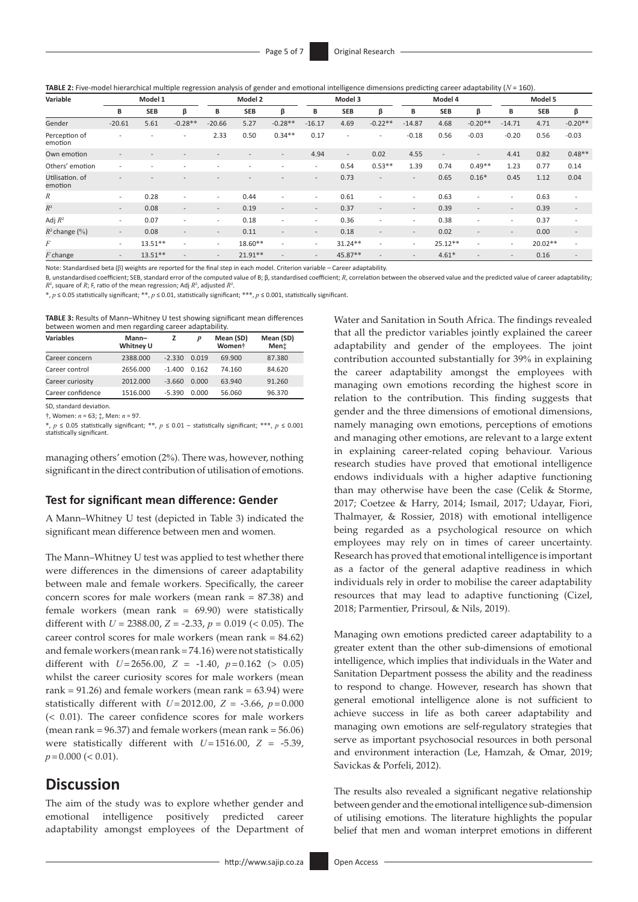**TABLE 2:** Five-model hierarchical multiple regression analysis of gender and emotional intelligence dimensions predicting career adaptability ($N$ = 160).

| Variable | Model 1 | | | Model 2 | | | Model 3 | | | Model 4 | | | Model 5 | | |
|---|---|---|---|---|---|---|---|---|---|---|---|---|---|---|---|
| | B | SEB | β | B | SEB | β | B | SEB | β | B | SEB | β | B | SEB | β |
| Gender | -20.61 | 5.61 | -0.28** | -20.66 | 5.27 | -0.28** | -16.17 | 4.69 | -0.22** | -14.87 | 4.68 | -0.20** | -14.71 | 4.71 | -0.20** |
| Perception of emotion | - | - | - | 2.33 | 0.50 | 0.34** | 0.17 | - | - | -0.18 | 0.56 | -0.03 | -0.20 | 0.56 | -0.03 |
| Own emotion | - | - | - | - | - | - | 4.94 | - | 0.02 | 4.55 | - | - | 4.41 | 0.82 | 0.48** |
| Others' emotion | - | - | - | - | - | - | - | 0.54 | 0.53** | 1.39 | 0.74 | 0.49** | 1.23 | 0.77 | 0.14 |
| Utilisation. of emotion | - | - | - | - | - | - | - | 0.73 | - | - | 0.65 | 0.16* | 0.45 | 1.12 | 0.04 |
| $R$ | - | 0.28 | - | - | 0.44 | - | - | 0.61 | - | - | 0.63 | - | - | 0.63 | - |
| $R^2$ | - | 0.08 | - | - | 0.19 | - | - | 0.37 | - | - | 0.39 | - | - | 0.39 | - |
| Adj $R^2$ | - | 0.07 | - | - | 0.18 | - | - | 0.36 | - | - | 0.38 | - | - | 0.37 | - |
| $R^2$ change (%) | - | 0.08 | - | - | 0.11 | - | - | 0.18 | - | - | 0.02 | - | - | 0.00 | - |
| $F$ | - | 13.51** | - | - | 18.60** | - | - | 31.24** | - | - | 25.12** | - | - | 20.02** | - |
| $F$ change | - | 13.51** | - | - | 21.91** | - | - | 45.87** | - | - | 4.61* | - | - | 0.16 | - |

Note: Standardised beta (β) weights are reported for the final step in each model. Criterion variable – Career adaptability.

B, unstandardised coefficient; SEB, standard error of the computed value of B; β, standardised coefficient; $R$, correlation between the observed value and the predicted value of career adaptability; $R^2$, square of $R$; F, ratio of the mean regression; Adj $R^2$, adjusted $R^2$.

*, $p \leq 0.05$ statistically significant; **, $p \leq 0.01$, statistically significant; ***, $p \leq 0.001$, statistically significant.

**TABLE 3:** Results of Mann–Whitney U test showing significant mean differences between women and men regarding career adaptability.

| Variables | Mann–Whitney U | Z | $p$ | Mean (SD) Women† | Mean (SD) Men‡ |
|---|---|---|---|---|---|
| Career concern | 2388.000 | -2.330 | 0.019 | 69.900 | 87.380 |
| Career control | 2656.000 | -1.400 | 0.162 | 74.160 | 84.620 |
| Career curiosity | 2012.000 | -3.660 | 0.000 | 63.940 | 91.260 |
| Career confidence | 1516.000 | -5.390 | 0.000 | 56.060 | 96.370 |

SD, standard deviation.

†, Women: $n$ = 63; ‡, Men: $n$ = 97.

*, $p \leq 0.05$ statistically significant; **, $p \leq 0.01$ – statistically significant; ***, $p \leq 0.001$ statistically significant.

managing others' emotion (2%). There was, however, nothing significant in the direct contribution of utilisation of emotions.

### Test for significant mean difference: Gender

A Mann–Whitney U test (depicted in Table 3) indicated the significant mean difference between men and women.

The Mann–Whitney U test was applied to test whether there were differences in the dimensions of career adaptability between male and female workers. Specifically, the career concern scores for male workers (mean rank = 87.38) and female workers (mean rank = 69.90) were statistically different with $U$ = 2388.00, $Z$ = -2.33, $p$ = 0.019 (< 0.05). The career control scores for male workers (mean rank = 84.62) and female workers (mean rank = 74.16) were not statistically different with $U$ = 2656.00, $Z$ = -1.40, $p$ = 0.162 (> 0.05) whilst the career curiosity scores for male workers (mean rank = 91.26) and female workers (mean rank = 63.94) were statistically different with $U$ = 2012.00, $Z$ = -3.66, $p$ = 0.000 (< 0.01). The career confidence scores for male workers (mean rank = 96.37) and female workers (mean rank = 56.06) were statistically different with $U$ = 1516.00, $Z$ = -5.39, $p$ = 0.000 (< 0.01).

## Discussion

The aim of the study was to explore whether gender and emotional intelligence positively predicted career adaptability amongst employees of the Department of Water and Sanitation in South Africa. The findings revealed that all the predictor variables jointly explained the career adaptability and gender of the employees. The joint contribution accounted substantially for 39% in explaining the career adaptability amongst the employees with managing own emotions recording the highest score in relation to the contribution. This finding suggests that gender and the three dimensions of emotional dimensions, namely managing own emotions, perceptions of emotions and managing other emotions, are relevant to a large extent in explaining career-related coping behaviour. Various research studies have proved that emotional intelligence endows individuals with a higher adaptive functioning than may otherwise have been the case (Celik & Storme, 2017; Coetzee & Harry, 2014; Ismail, 2017; Udayar, Fiori, Thalmayer, & Rossier, 2018) with emotional intelligence being regarded as a psychological resource on which employees may rely on in times of career uncertainty. Research has proved that emotional intelligence is important as a factor of the general adaptive readiness in which individuals rely in order to mobilise the career adaptability resources that may lead to adaptive functioning (Cizel, 2018; Parmentier, Prirsoul, & Nils, 2019).

Managing own emotions predicted career adaptability to a greater extent than the other sub-dimensions of emotional intelligence, which implies that individuals in the Water and Sanitation Department possess the ability and the readiness to respond to change. However, research has shown that general emotional intelligence alone is not sufficient to achieve success in life as both career adaptability and managing own emotions are self-regulatory strategies that serve as important psychosocial resources in both personal and environment interaction (Le, Hamzah, & Omar, 2019; Savickas & Porfeli, 2012).

The results also revealed a significant negative relationship between gender and the emotional intelligence sub-dimension of utilising emotions. The literature highlights the popular belief that men and woman interpret emotions in different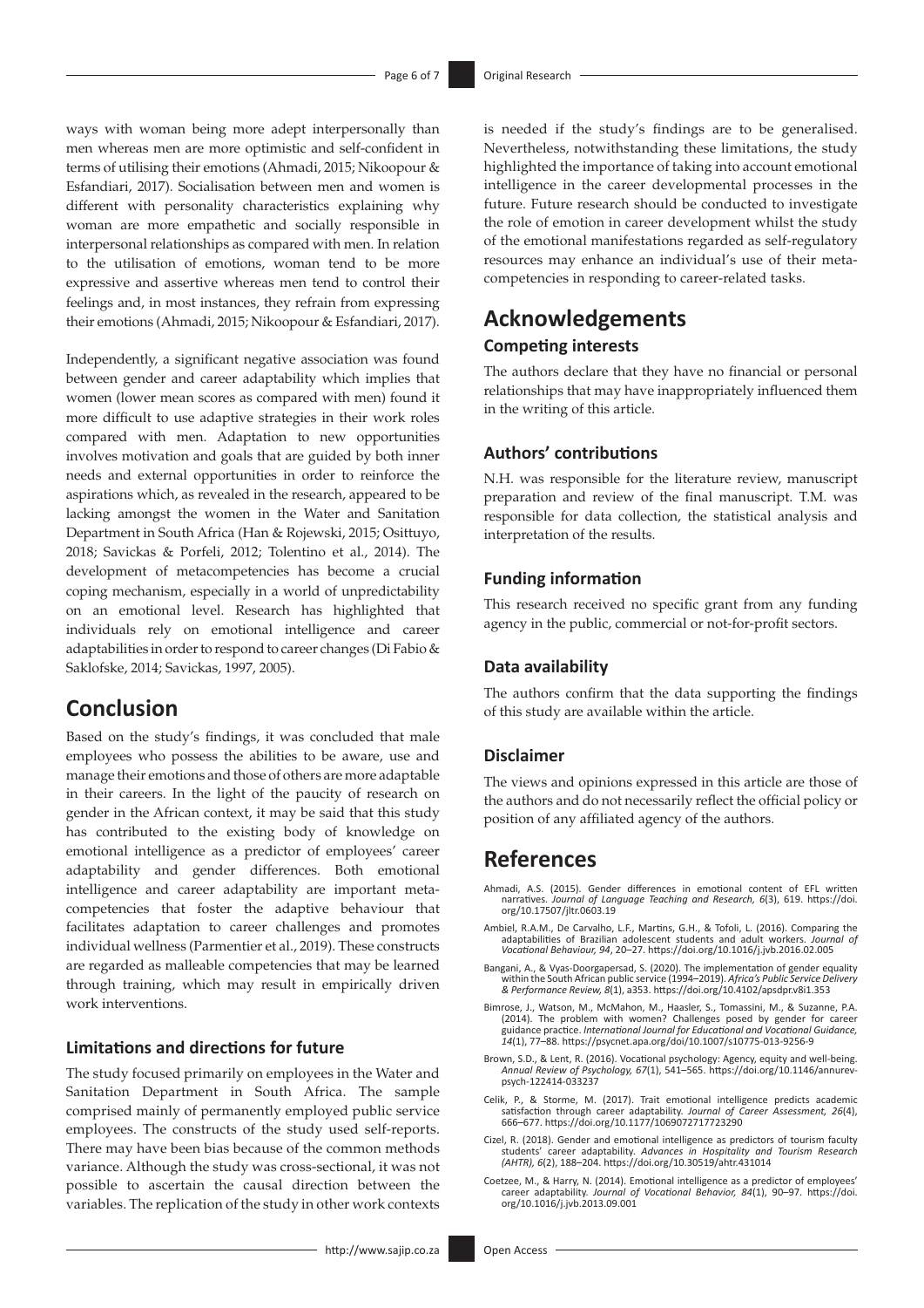ways with woman being more adept interpersonally than men whereas men are more optimistic and self-confident in terms of utilising their emotions (Ahmadi, 2015; Nikoopour & Esfandiari, 2017). Socialisation between men and women is different with personality characteristics explaining why woman are more empathetic and socially responsible in interpersonal relationships as compared with men. In relation to the utilisation of emotions, woman tend to be more expressive and assertive whereas men tend to control their feelings and, in most instances, they refrain from expressing their emotions (Ahmadi, 2015; Nikoopour & Esfandiari, 2017).

Independently, a significant negative association was found between gender and career adaptability which implies that women (lower mean scores as compared with men) found it more difficult to use adaptive strategies in their work roles compared with men. Adaptation to new opportunities involves motivation and goals that are guided by both inner needs and external opportunities in order to reinforce the aspirations which, as revealed in the research, appeared to be lacking amongst the women in the Water and Sanitation Department in South Africa (Han & Rojewski, 2015; Osittuyo, 2018; Savickas & Porfeli, 2012; Tolentino et al., 2014). The development of metacompetencies has become a crucial coping mechanism, especially in a world of unpredictability on an emotional level. Research has highlighted that individuals rely on emotional intelligence and career adaptabilities in order to respond to career changes (Di Fabio & Saklofske, 2014; Savickas, 1997, 2005).

## Conclusion

Based on the study's findings, it was concluded that male employees who possess the abilities to be aware, use and manage their emotions and those of others are more adaptable in their careers. In the light of the paucity of research on gender in the African context, it may be said that this study has contributed to the existing body of knowledge on emotional intelligence as a predictor of employees' career adaptability and gender differences. Both emotional intelligence and career adaptability are important metacompetencies that foster the adaptive behaviour that facilitates adaptation to career challenges and promotes individual wellness (Parmentier et al., 2019). These constructs are regarded as malleable competencies that may be learned through training, which may result in empirically driven work interventions.

### Limitations and directions for future

The study focused primarily on employees in the Water and Sanitation Department in South Africa. The sample comprised mainly of permanently employed public service employees. The constructs of the study used self-reports. There may have been bias because of the common methods variance. Although the study was cross-sectional, it was not possible to ascertain the causal direction between the variables. The replication of the study in other work contexts is needed if the study's findings are to be generalised. Nevertheless, notwithstanding these limitations, the study highlighted the importance of taking into account emotional intelligence in the career developmental processes in the future. Future research should be conducted to investigate the role of emotion in career development whilst the study of the emotional manifestations regarded as self-regulatory resources may enhance an individual's use of their meta-competencies in responding to career-related tasks.

## Acknowledgements

### Competing interests

The authors declare that they have no financial or personal relationships that may have inappropriately influenced them in the writing of this article.

### Authors' contributions

N.H. was responsible for the literature review, manuscript preparation and review of the final manuscript. T.M. was responsible for data collection, the statistical analysis and interpretation of the results.

### Funding information

This research received no specific grant from any funding agency in the public, commercial or not-for-profit sectors.

### Data availability

The authors confirm that the data supporting the findings of this study are available within the article.

### Disclaimer

The views and opinions expressed in this article are those of the authors and do not necessarily reflect the official policy or position of any affiliated agency of the authors.

## References

Ahmadi, A.S. (2015). Gender differences in emotional content of EFL written narratives. *Journal of Language Teaching and Research, 6*(3), 619. https://doi.org/10.17507/jltr.0603.19

Ambiel, R.A.M., De Carvalho, L.F., Martins, G.H., & Tofoli, L. (2016). Comparing the adaptabilities of Brazilian adolescent students and adult workers. *Journal of Vocational Behaviour, 94*, 20–27. https://doi.org/10.1016/j.jvb.2016.02.005

Bangani, A., & Vyas-Doorgapersad, S. (2020). The implementation of gender equality within the South African public service (1994–2019). *Africa's Public Service Delivery & Performance Review, 8*(1), a353. https://doi.org/10.4102/apsdpr.v8i1.353

Bimrose, J., Watson, M., McMahon, M., Haasler, S., Tomassini, M., & Suzanne, P.A. (2014). The problem with women? Challenges posed by gender for career guidance practice. *International Journal for Educational and Vocational Guidance, 14*(1), 77–88. https://psycnet.apa.org/doi/10.1007/s10775-013-9256-9

Brown, S.D., & Lent, R. (2016). Vocational psychology: Agency, equity and well-being. *Annual Review of Psychology, 67*(1), 541–565. https://doi.org/10.1146/annurev-psych-122414-033237

Celik, P., & Storme, M. (2017). Trait emotional intelligence predicts academic satisfaction through career adaptability. *Journal of Career Assessment, 26*(4), 666–677. https://doi.org/10.1177/1069072717723290

Cizel, R. (2018). Gender and emotional intelligence as predictors of tourism faculty students' career adaptability. *Advances in Hospitality and Tourism Research (AHTR), 6*(2), 188–204. https://doi.org/10.30519/ahtr.431014

Coetzee, M., & Harry, N. (2014). Emotional intelligence as a predictor of employees' career adaptability. *Journal of Vocational Behavior, 84*(1), 90–97. https://doi.org/10.1016/j.jvb.2013.09.001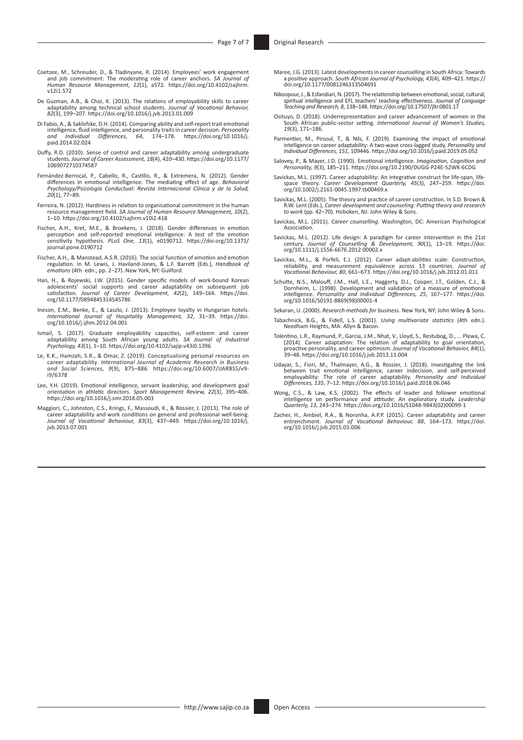Coetzee, M., Schreuder, D., & Tladinyane, R. (2014). Employees' work engagement and job commitment: The moderating role of career anchors. *SA Journal of Human Resource Management, 12*(1), a572. https://doi.org/10.4102/sajhrm.v12i1.572

De Guzman, A.B., & Choi, K. (2013). The relations of employability skills to career adaptability among technical school students. *Journal of Vocational Behavior, 82*(3), 199–207. https://doi.org/10.1016/j.jvb.2013.01.009

Di Fabio, A., & Saklofske, D.H. (2014). Comparing ability and self-report trait emotional intelligence, fluid intelligence, and personality traits in career decision. *Personality and Individual Differences, 64*, 174–178. https://doi.org/10.1016/j.paid.2014.02.024

Duffy, R.D. (2010). Sense of control and career adaptability among undergraduate students. *Journal of Career Assessment, 18*(4), 420–430. https://doi.org/10.1177/1069072710374587

Fernández-Berrocal, P., Cabello, R., Castillo, R., & Extremera, N. (2012). Gender differences in emotional intelligence: The mediating effect of age. *Behavioral Psychology/Psicología Conductual: Revista Internacional Clínica y de la Salud, 20*(1), 77–89.

Ferreira, N. (2012). Hardiness in relation to organisational commitment in the human resource management field. *SA Journal of Human Resource Management, 10*(2), 1–10. https://doi.org/10.4102/sajhrm.v10i2.418

Fischer, A.H., Kret, M.E., & Broekens, J. (2018). Gender differences in emotion perception and self-reported emotional intelligence: A test of the emotion sensitivity hypothesis. *PLoS One, 13*(1), e0190712. https://doi.org/10.1371/journal.pone.0190712

Fischer, A.H., & Manstead, A.S.R. (2016). The social function of emotion and emotion regulation. In M. Lewis, J. Haviland-Jones, & L.F. Barrett (Eds.), *Handbook of emotions* (4th edn., pp. 2–27). New York, NY: Guilford.

Han, H., & Rojewski, J.W. (2015). Gender specific models of work-bound Korean adolescents' social supports and career adaptability on subsequent job satisfaction. *Journal of Career Development, 42*(2), 149–164. https://doi.org/10.1177/0894845314545786

Ineson, E.M., Benke, E., & Laszlo, J. (2013). Employee loyalty in Hungarian hotels. *International Journal of Hospitality Management, 32*, 31–39. https://doi.org/10.1016/j.ijhm.2012.04.001

Ismail, S. (2017). Graduate employability capacities, self-esteem and career adaptability among South African young adults. *SA Journal of Industrial Psychology, 43*(1), 1–10. https://doi.org/10.4102/sajip.v43i0.1396

Le, K.K., Hamzah, S.R., & Omar, Z. (2019). Conceptualising personal resources on career adaptability. *International Journal of Academic Research in Business and Social Sciences, 9*(9), 875–886. https://doi.org/10.6007/IJARBSS/v9-i9/6378

Lee, Y.H. (2019). Emotional intelligence, servant leadership, and development goal orientation in athletic directors. *Sport Management Review, 22*(3), 395–406. https://doi.org/10.1016/j.smr.2018.05.003

Maggiori, C., Johnston, C.S., Krings, F., Massoudi, K., & Rossier, J. (2013). The role of career adaptability and work conditions on general and professional well-being. *Journal of Vocational Behaviour, 83*(3), 437–449. https://doi.org/10.1016/j.jvb.2013.07.001

Maree, J.G. (2013). Latest developments in career counselling in South Africa: Towards a positive approach. *South African Journal of Psychology, 43*(4), 409–421. https://doi.org/10.1177/0081246313504691

Nikoopour, J., & Esfandiari, N. (2017). The relationship between emotional, social, cultural, spiritual intelligence and EFL teachers' teaching effectiveness. *Journal of Language Teaching and Research, 8*, 138–148. https://doi.org/10.17507/jltr.0801.17

Osituyo, D. (2018). Underrepresentation and career advancement of women in the South African public-sector setting. *International Journal of Women's Studies, 19*(3), 171–186.

Parmentier, M., Pirsoul, T., & Nils, F. (2019). Examining the impact of emotional intelligence on career adaptability: A two-wave cross-lagged study. *Personality and Individual Differences, 151*, 109446. https://doi.org/10.1016/j.paid.2019.05.052

Salovey, P., & Mayer, J.D. (1990). Emotional intelligence. *Imagination, Cognition and Personality, 9*(3), 185–211. https://doi.org/10.2190/DUGG-P24E-52WK-6CDG

Savickas, M.L. (1997). Career adaptability: An integrative construct for life-span, life-space theory. *Career Development Quarterly, 45*(3), 247–259. https://doi.org/10.1002/j.2161-0045.1997.tb00469.x

Savickas, M.L. (2005). The theory and practice of career construction. In S.D. Brown & R.W. Lent (Eds.), *Career development and counseling: Putting theory and research to work* (pp. 42–70). Hoboken, NJ: John Wiley & Sons.

Savickas, M.L. (2011). *Career counselling*. Washington, DC: American Psychological Association.

Savickas, M.L. (2012). Life design: A paradigm for career intervention in the 21st century. *Journal of Counselling & Development, 90*(1), 13–19. https://doi.org/10.1111/j.1556-6676.2012.00002.x

Savickas, M.L., & Porfeli, E.J. (2012). Career adapt-abilities scale: Construction, reliability, and measurement equivalence across 13 countries. *Journal of Vocational Behaviour, 80*, 661–673. https://doi.org/10.1016/j.jvb.2012.01.011

Schutte, N.S., Malouff, J.M., Hall, L.E., Haggerty, D.J., Cooper, J.T., Golden, C.J., & Dornheim, L. (1998). Development and validation of a measure of emotional intelligence. *Personality and Individual Differences, 25*, 167–177. https://doi.org/10.1016/S0191-8869(98)00001-4

Sekaran, U. (2000). *Research methods for business*. New York, NY: John Wiley & Sons.

Tabachnick, B.G., & Fidell, L.S. (2001). *Using multivariate statistics* (4th edn.). Needham Heights, MA: Allyn & Bacon.

Tolentino, L.R., Raymund, P., Garcia, J.M., Nhat, V., Lloyd, S., Restubog, D., … Plewa, C. (2014). Career adaptation: The relation of adaptability to goal orientation, proactive personality, and career optimism. *Journal of Vocational Behavior, 84*(1), 39–48. https://doi.org/10.1016/j.jvb.2013.11.004

Udayar, S., Fiori, M., Thalmayer, A.G., & Rossier, J. (2018). Investigating the link between trait emotional intelligence, career indecision, and self-perceived employability: The role of career adaptability. *Personality and Individual Differences, 135*, 7–12. https://doi.org/10.1016/j.paid.2018.06.046

Wong, C.S., & Law, K.S, (2002). The effects of leader and follower emotional intelligence on performance and attitude: An exploratory study. *Leadership Quarterly, 13*, 243–274. https://doi.org/10.1016/S1048-9843(02)00099-1

Zacher, H., Ambiel, R.A., & Noronha, A.P.P. (2015). Career adaptability and career entrenchment. *Journal of Vocational Behaviour, 88*, 164–173. https://doi.org/10.1016/j.jvb.2015.03.006